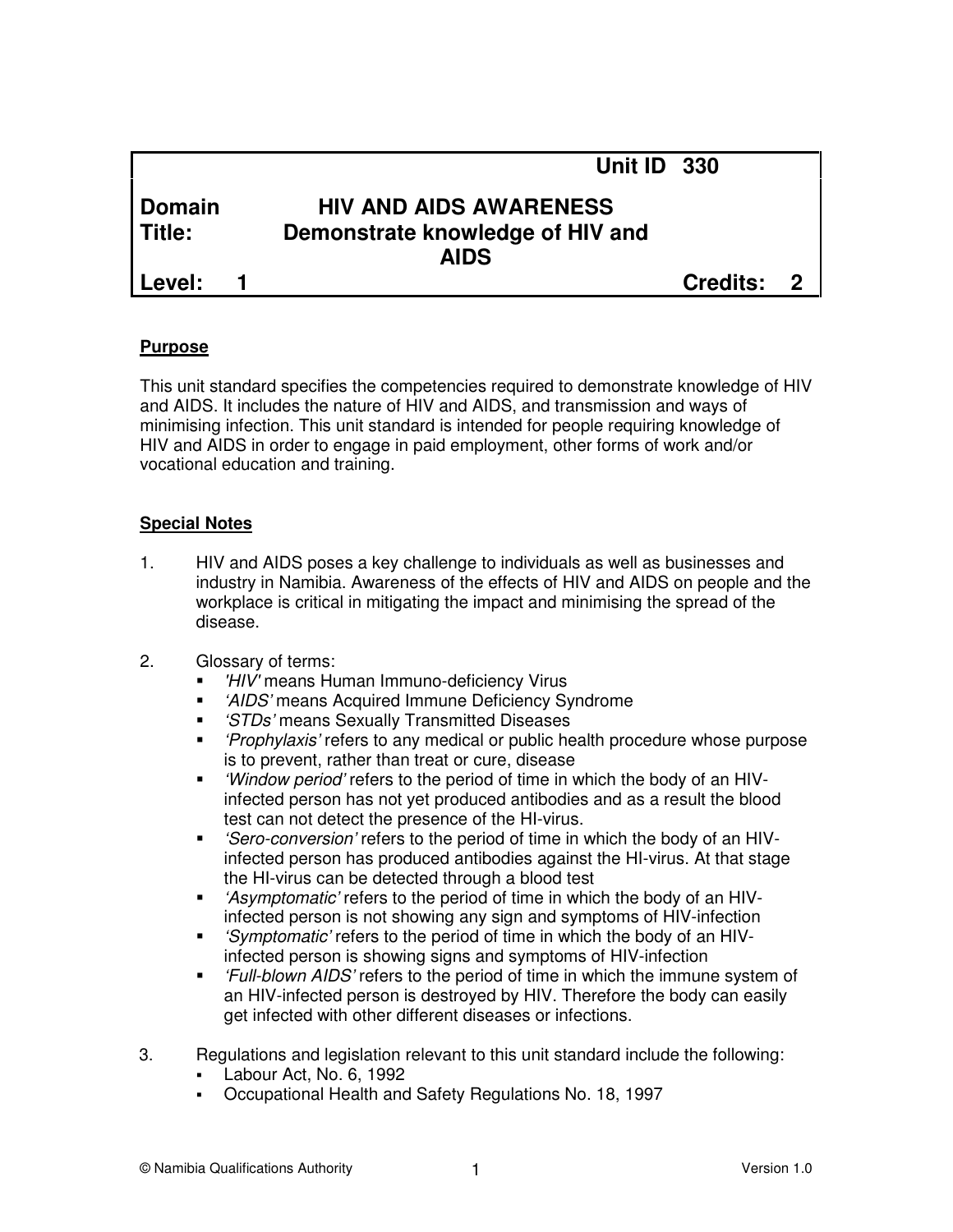| | Unit ID | 330 |
|---|---|---|
| **Domain** | **HIV AND AIDS AWARENESS** | |
| **Title:** | **Demonstrate knowledge of HIV and AIDS** | |
| **Level: 1** | **Credits:** | **2** |

## Purpose

This unit standard specifies the competencies required to demonstrate knowledge of HIV and AIDS. It includes the nature of HIV and AIDS, and transmission and ways of minimising infection. This unit standard is intended for people requiring knowledge of HIV and AIDS in order to engage in paid employment, other forms of work and/or vocational education and training.

## Special Notes

1. HIV and AIDS poses a key challenge to individuals as well as businesses and industry in Namibia. Awareness of the effects of HIV and AIDS on people and the workplace is critical in mitigating the impact and minimising the spread of the disease.

2. Glossary of terms:
   - *'HIV'* means Human Immuno-deficiency Virus
   - *'AIDS'* means Acquired Immune Deficiency Syndrome
   - *'STDs'* means Sexually Transmitted Diseases
   - *'Prophylaxis'* refers to any medical or public health procedure whose purpose is to prevent, rather than treat or cure, disease
   - *'Window period'* refers to the period of time in which the body of an HIV-infected person has not yet produced antibodies and as a result the blood test can not detect the presence of the HI-virus.
   - *'Sero-conversion'* refers to the period of time in which the body of an HIV-infected person has produced antibodies against the HI-virus. At that stage the HI-virus can be detected through a blood test
   - *'Asymptomatic'* refers to the period of time in which the body of an HIV-infected person is not showing any sign and symptoms of HIV-infection
   - *'Symptomatic'* refers to the period of time in which the body of an HIV-infected person is showing signs and symptoms of HIV-infection
   - *'Full-blown AIDS'* refers to the period of time in which the immune system of an HIV-infected person is destroyed by HIV. Therefore the body can easily get infected with other different diseases or infections.

3. Regulations and legislation relevant to this unit standard include the following:
   - Labour Act, No. 6, 1992
   - Occupational Health and Safety Regulations No. 18, 1997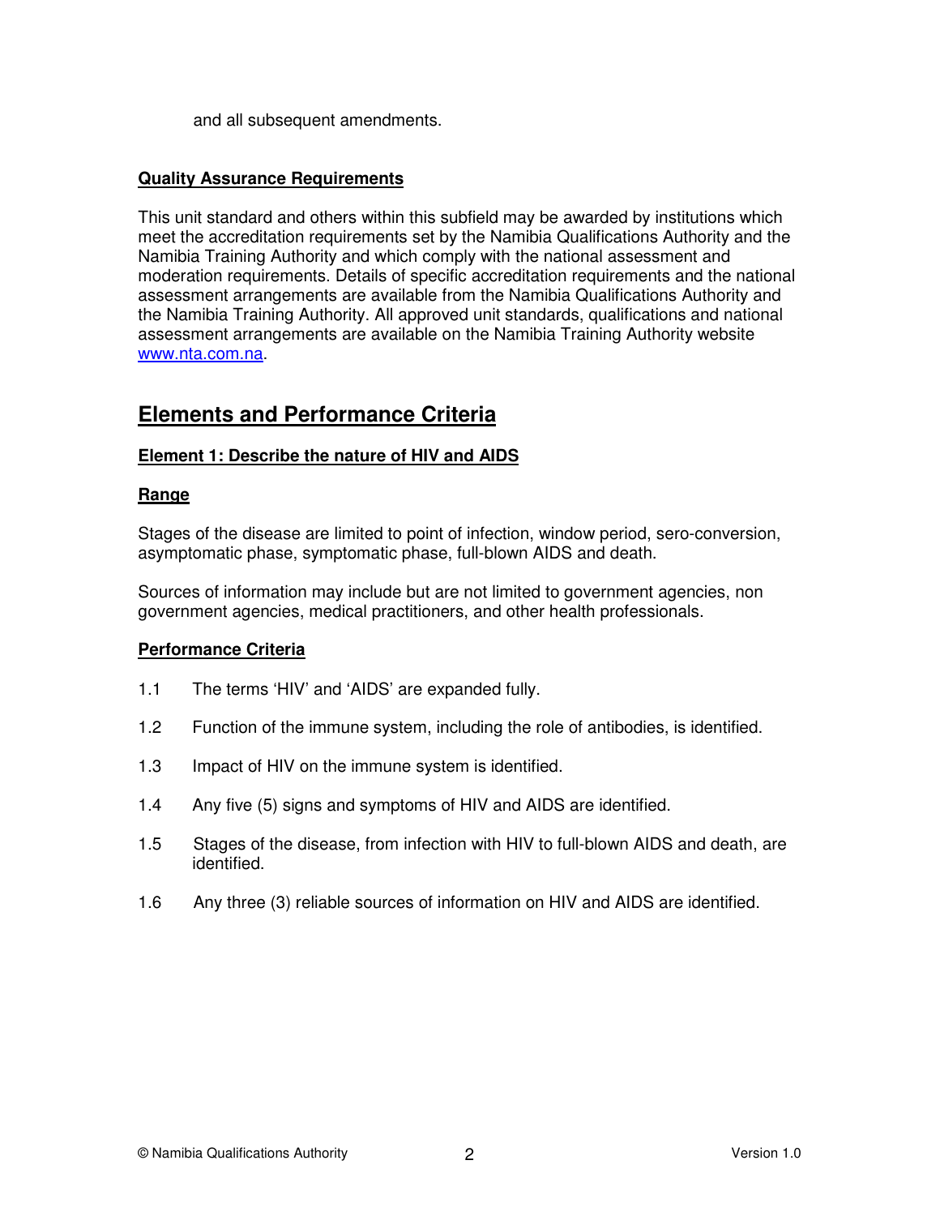and all subsequent amendments.

**Quality Assurance Requirements**

This unit standard and others within this subfield may be awarded by institutions which meet the accreditation requirements set by the Namibia Qualifications Authority and the Namibia Training Authority and which comply with the national assessment and moderation requirements. Details of specific accreditation requirements and the national assessment arrangements are available from the Namibia Qualifications Authority and the Namibia Training Authority. All approved unit standards, qualifications and national assessment arrangements are available on the Namibia Training Authority website [www.nta.com.na](http://www.nta.com.na).

## Elements and Performance Criteria

### Element 1: Describe the nature of HIV and AIDS

**Range**

Stages of the disease are limited to point of infection, window period, sero-conversion, asymptomatic phase, symptomatic phase, full-blown AIDS and death.

Sources of information may include but are not limited to government agencies, non government agencies, medical practitioners, and other health professionals.

**Performance Criteria**

1.1 The terms 'HIV' and 'AIDS' are expanded fully.

1.2 Function of the immune system, including the role of antibodies, is identified.

1.3 Impact of HIV on the immune system is identified.

1.4 Any five (5) signs and symptoms of HIV and AIDS are identified.

1.5 Stages of the disease, from infection with HIV to full-blown AIDS and death, are identified.

1.6 Any three (3) reliable sources of information on HIV and AIDS are identified.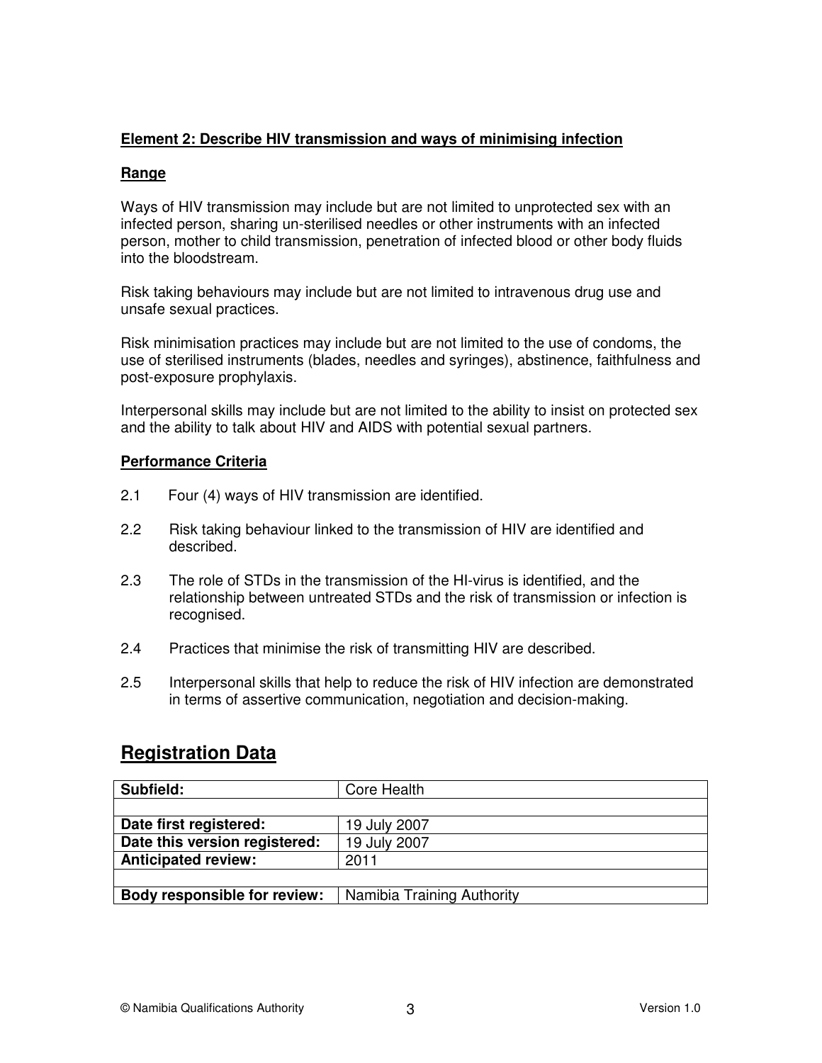**Element 2: Describe HIV transmission and ways of minimising infection**

**Range**

Ways of HIV transmission may include but are not limited to unprotected sex with an infected person, sharing un-sterilised needles or other instruments with an infected person, mother to child transmission, penetration of infected blood or other body fluids into the bloodstream.

Risk taking behaviours may include but are not limited to intravenous drug use and unsafe sexual practices.

Risk minimisation practices may include but are not limited to the use of condoms, the use of sterilised instruments (blades, needles and syringes), abstinence, faithfulness and post-exposure prophylaxis.

Interpersonal skills may include but are not limited to the ability to insist on protected sex and the ability to talk about HIV and AIDS with potential sexual partners.

**Performance Criteria**

2.1 Four (4) ways of HIV transmission are identified.

2.2 Risk taking behaviour linked to the transmission of HIV are identified and described.

2.3 The role of STDs in the transmission of the HI-virus is identified, and the relationship between untreated STDs and the risk of transmission or infection is recognised.

2.4 Practices that minimise the risk of transmitting HIV are described.

2.5 Interpersonal skills that help to reduce the risk of HIV infection are demonstrated in terms of assertive communication, negotiation and decision-making.

## Registration Data

| | |
|---|---|
| **Subfield:** | Core Health |
| | |
| **Date first registered:** | 19 July 2007 |
| **Date this version registered:** | 19 July 2007 |
| **Anticipated review:** | 2011 |
| | |
| **Body responsible for review:** | Namibia Training Authority |